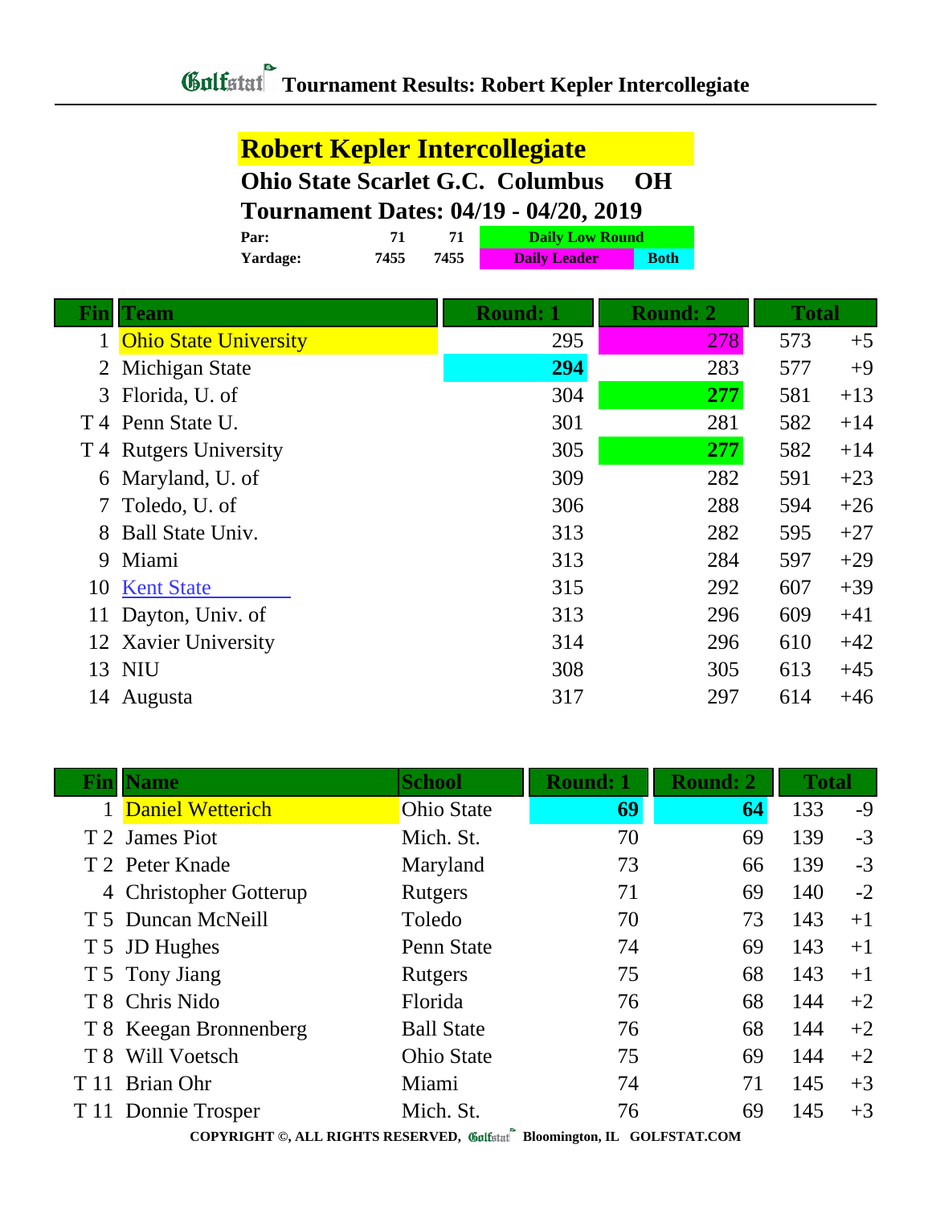# Tournament Results: Robert Kepler Intercollegiate

## Robert Kepler Intercollegiate

**Ohio State Scarlet G.C. Columbus OH**

**Tournament Dates: 04/19 - 04/20, 2019**

| | | | |
|---|---|---|---|
| **Par:** | **71** | **71** | **Daily Low Round** |
| **Yardage:** | **7455** | **7455** | **Daily Leader** / **Both** |

| Fin | Team | Round: 1 | Round: 2 | Total | |
|---|---|---|---|---|---|
| 1 | Ohio State University | 295 | 278 | 573 | +5 |
| 2 | Michigan State | **294** | 283 | 577 | +9 |
| 3 | Florida, U. of | 304 | **277** | 581 | +13 |
| T 4 | Penn State U. | 301 | 281 | 582 | +14 |
| T 4 | Rutgers University | 305 | **277** | 582 | +14 |
| 6 | Maryland, U. of | 309 | 282 | 591 | +23 |
| 7 | Toledo, U. of | 306 | 288 | 594 | +26 |
| 8 | Ball State Univ. | 313 | 282 | 595 | +27 |
| 9 | Miami | 313 | 284 | 597 | +29 |
| 10 | Kent State | 315 | 292 | 607 | +39 |
| 11 | Dayton, Univ. of | 313 | 296 | 609 | +41 |
| 12 | Xavier University | 314 | 296 | 610 | +42 |
| 13 | NIU | 308 | 305 | 613 | +45 |
| 14 | Augusta | 317 | 297 | 614 | +46 |

| Fin | Name | School | Round: 1 | Round: 2 | Total | |
|---|---|---|---|---|---|---|
| 1 | Daniel Wetterich | Ohio State | **69** | **64** | 133 | -9 |
| T 2 | James Piot | Mich. St. | 70 | 69 | 139 | -3 |
| T 2 | Peter Knade | Maryland | 73 | 66 | 139 | -3 |
| 4 | Christopher Gotterup | Rutgers | 71 | 69 | 140 | -2 |
| T 5 | Duncan McNeill | Toledo | 70 | 73 | 143 | +1 |
| T 5 | JD Hughes | Penn State | 74 | 69 | 143 | +1 |
| T 5 | Tony Jiang | Rutgers | 75 | 68 | 143 | +1 |
| T 8 | Chris Nido | Florida | 76 | 68 | 144 | +2 |
| T 8 | Keegan Bronnenberg | Ball State | 76 | 68 | 144 | +2 |
| T 8 | Will Voetsch | Ohio State | 75 | 69 | 144 | +2 |
| T 11 | Brian Ohr | Miami | 74 | 71 | 145 | +3 |
| T 11 | Donnie Trosper | Mich. St. | 76 | 69 | 145 | +3 |

COPYRIGHT ©, ALL RIGHTS RESERVED, Golfstat Bloomington, IL GOLFSTAT.COM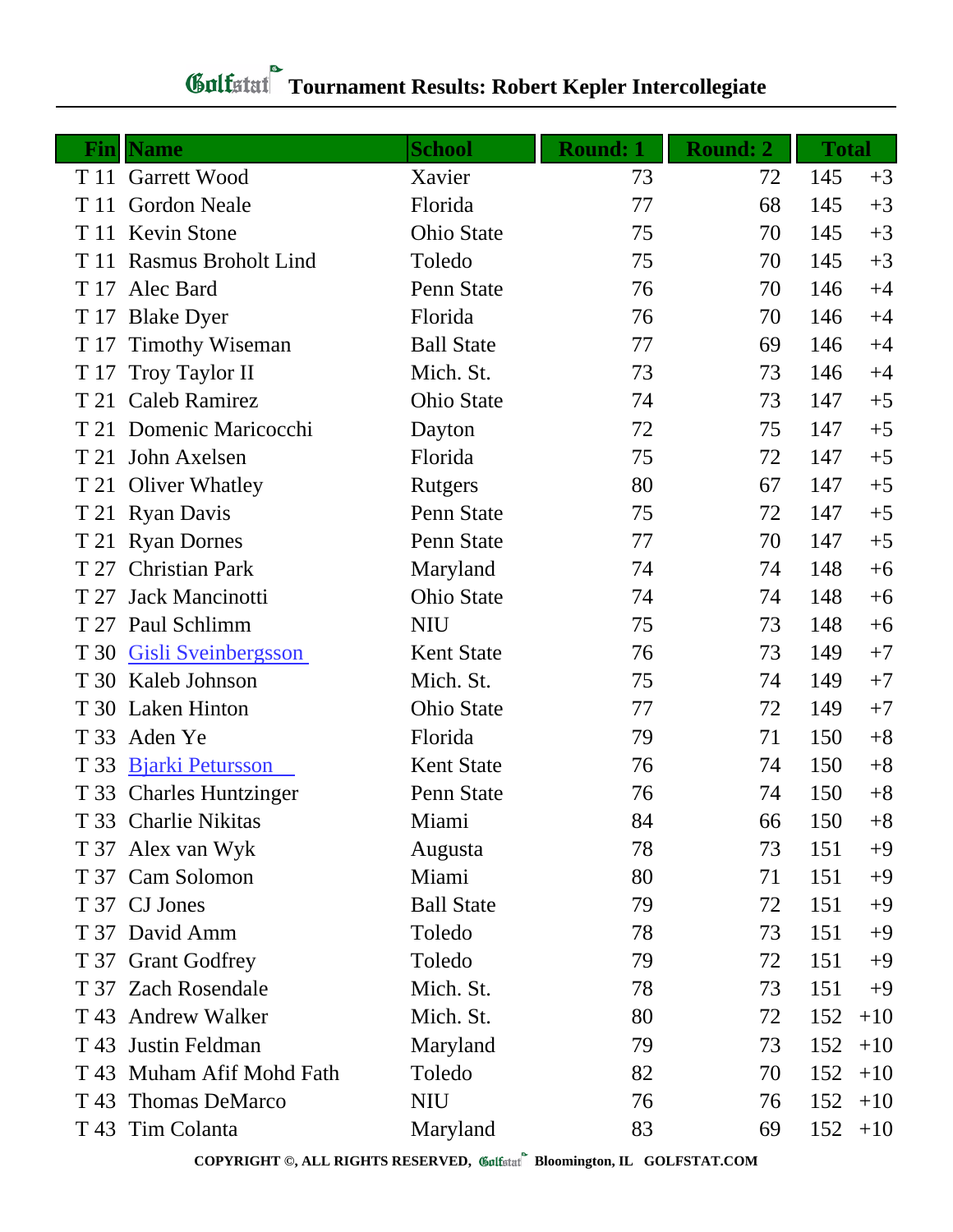# Golfstat Tournament Results: Robert Kepler Intercollegiate

| Fin | Name | School | Round: 1 | Round: 2 | Total | |
|---|---|---|---|---|---|---|
| T 11 | Garrett Wood | Xavier | 73 | 72 | 145 | +3 |
| T 11 | Gordon Neale | Florida | 77 | 68 | 145 | +3 |
| T 11 | Kevin Stone | Ohio State | 75 | 70 | 145 | +3 |
| T 11 | Rasmus Broholt Lind | Toledo | 75 | 70 | 145 | +3 |
| T 17 | Alec Bard | Penn State | 76 | 70 | 146 | +4 |
| T 17 | Blake Dyer | Florida | 76 | 70 | 146 | +4 |
| T 17 | Timothy Wiseman | Ball State | 77 | 69 | 146 | +4 |
| T 17 | Troy Taylor II | Mich. St. | 73 | 73 | 146 | +4 |
| T 21 | Caleb Ramirez | Ohio State | 74 | 73 | 147 | +5 |
| T 21 | Domenic Maricocchi | Dayton | 72 | 75 | 147 | +5 |
| T 21 | John Axelsen | Florida | 75 | 72 | 147 | +5 |
| T 21 | Oliver Whatley | Rutgers | 80 | 67 | 147 | +5 |
| T 21 | Ryan Davis | Penn State | 75 | 72 | 147 | +5 |
| T 21 | Ryan Dornes | Penn State | 77 | 70 | 147 | +5 |
| T 27 | Christian Park | Maryland | 74 | 74 | 148 | +6 |
| T 27 | Jack Mancinotti | Ohio State | 74 | 74 | 148 | +6 |
| T 27 | Paul Schlimm | NIU | 75 | 73 | 148 | +6 |
| T 30 | Gisli Sveinbergsson | Kent State | 76 | 73 | 149 | +7 |
| T 30 | Kaleb Johnson | Mich. St. | 75 | 74 | 149 | +7 |
| T 30 | Laken Hinton | Ohio State | 77 | 72 | 149 | +7 |
| T 33 | Aden Ye | Florida | 79 | 71 | 150 | +8 |
| T 33 | Bjarki Petursson | Kent State | 76 | 74 | 150 | +8 |
| T 33 | Charles Huntzinger | Penn State | 76 | 74 | 150 | +8 |
| T 33 | Charlie Nikitas | Miami | 84 | 66 | 150 | +8 |
| T 37 | Alex van Wyk | Augusta | 78 | 73 | 151 | +9 |
| T 37 | Cam Solomon | Miami | 80 | 71 | 151 | +9 |
| T 37 | CJ Jones | Ball State | 79 | 72 | 151 | +9 |
| T 37 | David Amm | Toledo | 78 | 73 | 151 | +9 |
| T 37 | Grant Godfrey | Toledo | 79 | 72 | 151 | +9 |
| T 37 | Zach Rosendale | Mich. St. | 78 | 73 | 151 | +9 |
| T 43 | Andrew Walker | Mich. St. | 80 | 72 | 152 | +10 |
| T 43 | Justin Feldman | Maryland | 79 | 73 | 152 | +10 |
| T 43 | Muham Afif Mohd Fath | Toledo | 82 | 70 | 152 | +10 |
| T 43 | Thomas DeMarco | NIU | 76 | 76 | 152 | +10 |
| T 43 | Tim Colanta | Maryland | 83 | 69 | 152 | +10 |

COPYRIGHT ©, ALL RIGHTS RESERVED, Golfstat Bloomington, IL GOLFSTAT.COM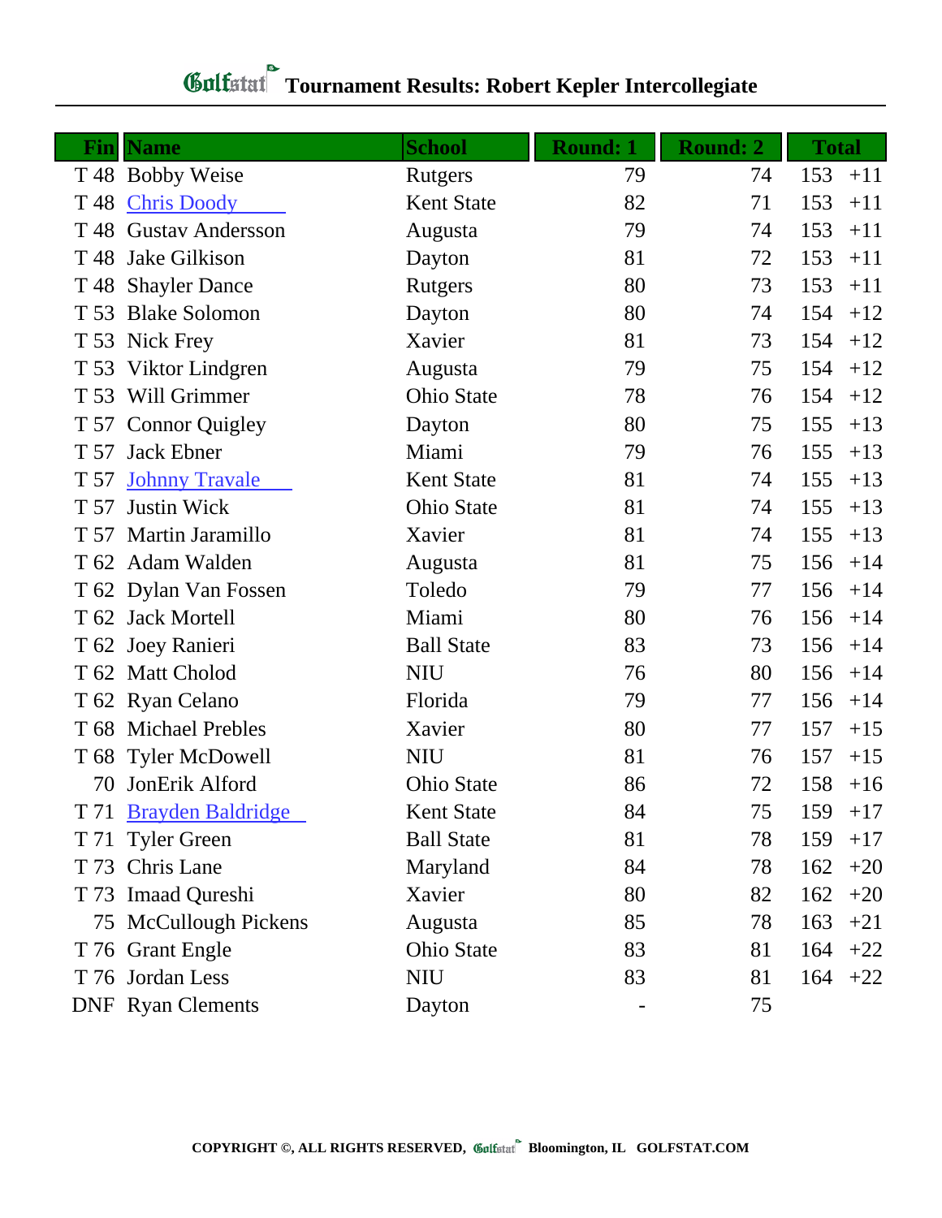# Golfstat Tournament Results: Robert Kepler Intercollegiate

| Fin | Name | School | Round: 1 | Round: 2 | Total | |
|---|---|---|---|---|---|---|
| T 48 | Bobby Weise | Rutgers | 79 | 74 | 153 | +11 |
| T 48 | Chris Doody | Kent State | 82 | 71 | 153 | +11 |
| T 48 | Gustav Andersson | Augusta | 79 | 74 | 153 | +11 |
| T 48 | Jake Gilkison | Dayton | 81 | 72 | 153 | +11 |
| T 48 | Shayler Dance | Rutgers | 80 | 73 | 153 | +11 |
| T 53 | Blake Solomon | Dayton | 80 | 74 | 154 | +12 |
| T 53 | Nick Frey | Xavier | 81 | 73 | 154 | +12 |
| T 53 | Viktor Lindgren | Augusta | 79 | 75 | 154 | +12 |
| T 53 | Will Grimmer | Ohio State | 78 | 76 | 154 | +12 |
| T 57 | Connor Quigley | Dayton | 80 | 75 | 155 | +13 |
| T 57 | Jack Ebner | Miami | 79 | 76 | 155 | +13 |
| T 57 | Johnny Travale | Kent State | 81 | 74 | 155 | +13 |
| T 57 | Justin Wick | Ohio State | 81 | 74 | 155 | +13 |
| T 57 | Martin Jaramillo | Xavier | 81 | 74 | 155 | +13 |
| T 62 | Adam Walden | Augusta | 81 | 75 | 156 | +14 |
| T 62 | Dylan Van Fossen | Toledo | 79 | 77 | 156 | +14 |
| T 62 | Jack Mortell | Miami | 80 | 76 | 156 | +14 |
| T 62 | Joey Ranieri | Ball State | 83 | 73 | 156 | +14 |
| T 62 | Matt Cholod | NIU | 76 | 80 | 156 | +14 |
| T 62 | Ryan Celano | Florida | 79 | 77 | 156 | +14 |
| T 68 | Michael Prebles | Xavier | 80 | 77 | 157 | +15 |
| T 68 | Tyler McDowell | NIU | 81 | 76 | 157 | +15 |
| 70 | JonErik Alford | Ohio State | 86 | 72 | 158 | +16 |
| T 71 | Brayden Baldridge | Kent State | 84 | 75 | 159 | +17 |
| T 71 | Tyler Green | Ball State | 81 | 78 | 159 | +17 |
| T 73 | Chris Lane | Maryland | 84 | 78 | 162 | +20 |
| T 73 | Imaad Qureshi | Xavier | 80 | 82 | 162 | +20 |
| 75 | McCullough Pickens | Augusta | 85 | 78 | 163 | +21 |
| T 76 | Grant Engle | Ohio State | 83 | 81 | 164 | +22 |
| T 76 | Jordan Less | NIU | 83 | 81 | 164 | +22 |
| DNF | Ryan Clements | Dayton | - | 75 | | |

COPYRIGHT ©, ALL RIGHTS RESERVED, Golfstat Bloomington, IL GOLFSTAT.COM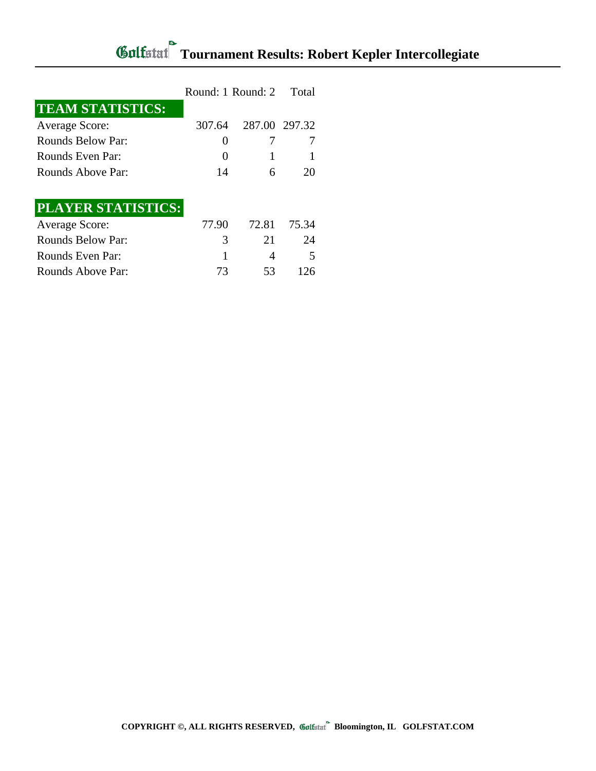# Golfstat Tournament Results: Robert Kepler Intercollegiate

| | Round: 1 | Round: 2 | Total |
|---|---|---|---|
| **TEAM STATISTICS:** | | | |
| Average Score: | 307.64 | 287.00 | 297.32 |
| Rounds Below Par: | 0 | 7 | 7 |
| Rounds Even Par: | 0 | 1 | 1 |
| Rounds Above Par: | 14 | 6 | 20 |
| **PLAYER STATISTICS:** | | | |
| Average Score: | 77.90 | 72.81 | 75.34 |
| Rounds Below Par: | 3 | 21 | 24 |
| Rounds Even Par: | 1 | 4 | 5 |
| Rounds Above Par: | 73 | 53 | 126 |

**COPYRIGHT ©, ALL RIGHTS RESERVED, Golfstat Bloomington, IL GOLFSTAT.COM**